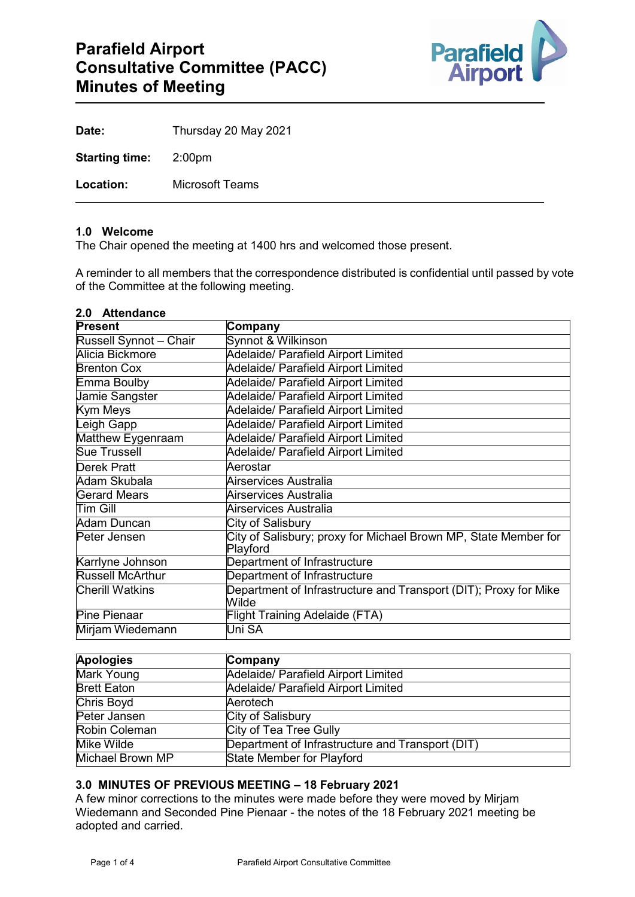# Parafield Airport Consultative Committee (PACC) Minutes of Meeting

**Date:** Thursday 20 May 2021

**Starting time:** 2:00pm

**Location:** Microsoft Teams

## 1.0 Welcome

The Chair opened the meeting at 1400 hrs and welcomed those present.

A reminder to all members that the correspondence distributed is confidential until passed by vote of the Committee at the following meeting.

## 2.0 Attendance

| Present | Company |
|---|---|
| Russell Synnot – Chair | Synnot & Wilkinson |
| Alicia Bickmore | Adelaide/ Parafield Airport Limited |
| Brenton Cox | Adelaide/ Parafield Airport Limited |
| Emma Boulby | Adelaide/ Parafield Airport Limited |
| Jamie Sangster | Adelaide/ Parafield Airport Limited |
| Kym Meys | Adelaide/ Parafield Airport Limited |
| Leigh Gapp | Adelaide/ Parafield Airport Limited |
| Matthew Eygenraam | Adelaide/ Parafield Airport Limited |
| Sue Trussell | Adelaide/ Parafield Airport Limited |
| Derek Pratt | Aerostar |
| Adam Skubala | Airservices Australia |
| Gerard Mears | Airservices Australia |
| Tim Gill | Airservices Australia |
| Adam Duncan | City of Salisbury |
| Peter Jensen | City of Salisbury; proxy for Michael Brown MP, State Member for Playford |
| Karrlyne Johnson | Department of Infrastructure |
| Russell McArthur | Department of Infrastructure |
| Cherill Watkins | Department of Infrastructure and Transport (DIT); Proxy for Mike Wilde |
| Pine Pienaar | Flight Training Adelaide (FTA) |
| Mirjam Wiedemann | Uni SA |

| Apologies | Company |
|---|---|
| Mark Young | Adelaide/ Parafield Airport Limited |
| Brett Eaton | Adelaide/ Parafield Airport Limited |
| Chris Boyd | Aerotech |
| Peter Jansen | City of Salisbury |
| Robin Coleman | City of Tea Tree Gully |
| Mike Wilde | Department of Infrastructure and Transport (DIT) |
| Michael Brown MP | State Member for Playford |

## 3.0 MINUTES OF PREVIOUS MEETING – 18 February 2021

A few minor corrections to the minutes were made before they were moved by Mirjam Wiedemann and Seconded Pine Pienaar - the notes of the 18 February 2021 meeting be adopted and carried.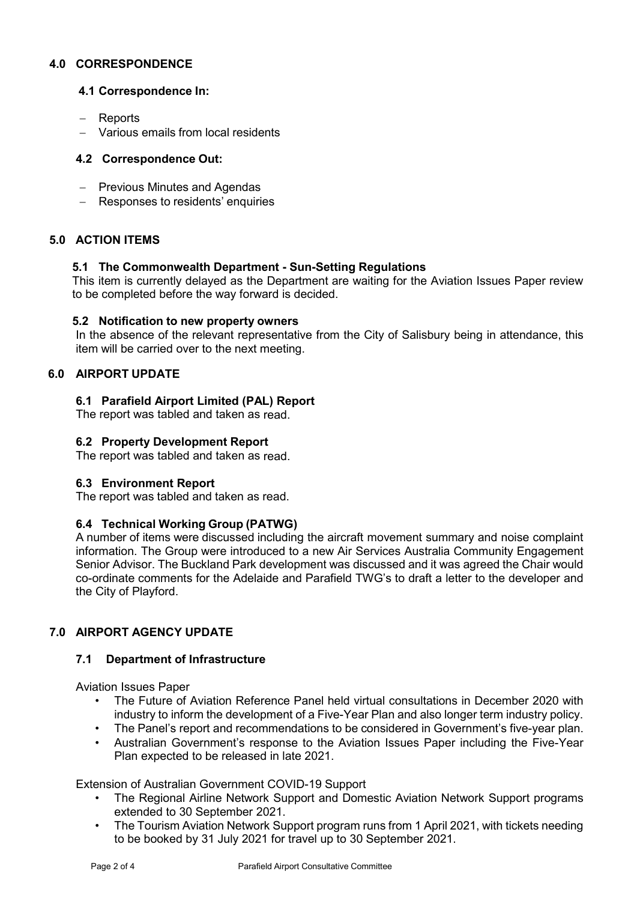## 4.0 CORRESPONDENCE

### 4.1 Correspondence In:

- Reports
- Various emails from local residents

### 4.2 Correspondence Out:

- Previous Minutes and Agendas
- Responses to residents' enquiries

## 5.0 ACTION ITEMS

### 5.1 The Commonwealth Department - Sun-Setting Regulations

This item is currently delayed as the Department are waiting for the Aviation Issues Paper review to be completed before the way forward is decided.

### 5.2 Notification to new property owners

In the absence of the relevant representative from the City of Salisbury being in attendance, this item will be carried over to the next meeting.

## 6.0 AIRPORT UPDATE

### 6.1 Parafield Airport Limited (PAL) Report

The report was tabled and taken as read.

### 6.2 Property Development Report

The report was tabled and taken as read.

### 6.3 Environment Report

The report was tabled and taken as read.

### 6.4 Technical Working Group (PATWG)

A number of items were discussed including the aircraft movement summary and noise complaint information. The Group were introduced to a new Air Services Australia Community Engagement Senior Advisor. The Buckland Park development was discussed and it was agreed the Chair would co-ordinate comments for the Adelaide and Parafield TWG's to draft a letter to the developer and the City of Playford.

## 7.0 AIRPORT AGENCY UPDATE

### 7.1 Department of Infrastructure

Aviation Issues Paper

- The Future of Aviation Reference Panel held virtual consultations in December 2020 with industry to inform the development of a Five-Year Plan and also longer term industry policy.
- The Panel's report and recommendations to be considered in Government's five-year plan.
- Australian Government's response to the Aviation Issues Paper including the Five-Year Plan expected to be released in late 2021.

Extension of Australian Government COVID-19 Support

- The Regional Airline Network Support and Domestic Aviation Network Support programs extended to 30 September 2021.
- The Tourism Aviation Network Support program runs from 1 April 2021, with tickets needing to be booked by 31 July 2021 for travel up to 30 September 2021.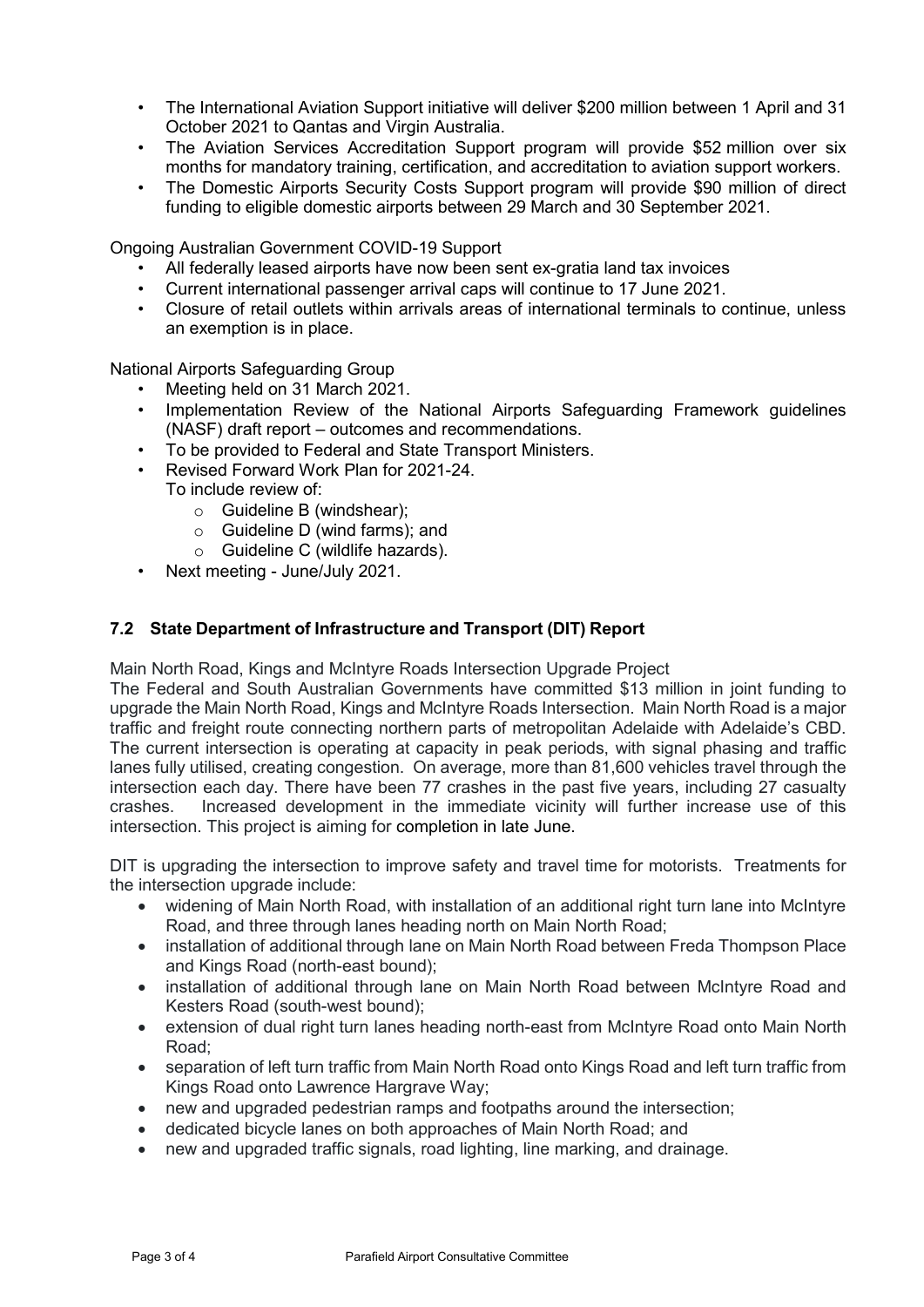- The International Aviation Support initiative will deliver $200 million between 1 April and 31 October 2021 to Qantas and Virgin Australia.
- The Aviation Services Accreditation Support program will provide $52 million over six months for mandatory training, certification, and accreditation to aviation support workers.
- The Domestic Airports Security Costs Support program will provide $90 million of direct funding to eligible domestic airports between 29 March and 30 September 2021.

Ongoing Australian Government COVID-19 Support

- All federally leased airports have now been sent ex-gratia land tax invoices
- Current international passenger arrival caps will continue to 17 June 2021.
- Closure of retail outlets within arrivals areas of international terminals to continue, unless an exemption is in place.

National Airports Safeguarding Group

- Meeting held on 31 March 2021.
- Implementation Review of the National Airports Safeguarding Framework guidelines (NASF) draft report – outcomes and recommendations.
- To be provided to Federal and State Transport Ministers.
- Revised Forward Work Plan for 2021-24.
  To include review of:
  - Guideline B (windshear);
  - Guideline D (wind farms); and
  - Guideline C (wildlife hazards).
- Next meeting - June/July 2021.

### 7.2 State Department of Infrastructure and Transport (DIT) Report

Main North Road, Kings and McIntyre Roads Intersection Upgrade Project

The Federal and South Australian Governments have committed $13 million in joint funding to upgrade the Main North Road, Kings and McIntyre Roads Intersection. Main North Road is a major traffic and freight route connecting northern parts of metropolitan Adelaide with Adelaide's CBD. The current intersection is operating at capacity in peak periods, with signal phasing and traffic lanes fully utilised, creating congestion. On average, more than 81,600 vehicles travel through the intersection each day. There have been 77 crashes in the past five years, including 27 casualty crashes. Increased development in the immediate vicinity will further increase use of this intersection. This project is aiming for completion in late June.

DIT is upgrading the intersection to improve safety and travel time for motorists. Treatments for the intersection upgrade include:

- widening of Main North Road, with installation of an additional right turn lane into McIntyre Road, and three through lanes heading north on Main North Road;
- installation of additional through lane on Main North Road between Freda Thompson Place and Kings Road (north-east bound);
- installation of additional through lane on Main North Road between McIntyre Road and Kesters Road (south-west bound);
- extension of dual right turn lanes heading north-east from McIntyre Road onto Main North Road;
- separation of left turn traffic from Main North Road onto Kings Road and left turn traffic from Kings Road onto Lawrence Hargrave Way;
- new and upgraded pedestrian ramps and footpaths around the intersection;
- dedicated bicycle lanes on both approaches of Main North Road; and
- new and upgraded traffic signals, road lighting, line marking, and drainage.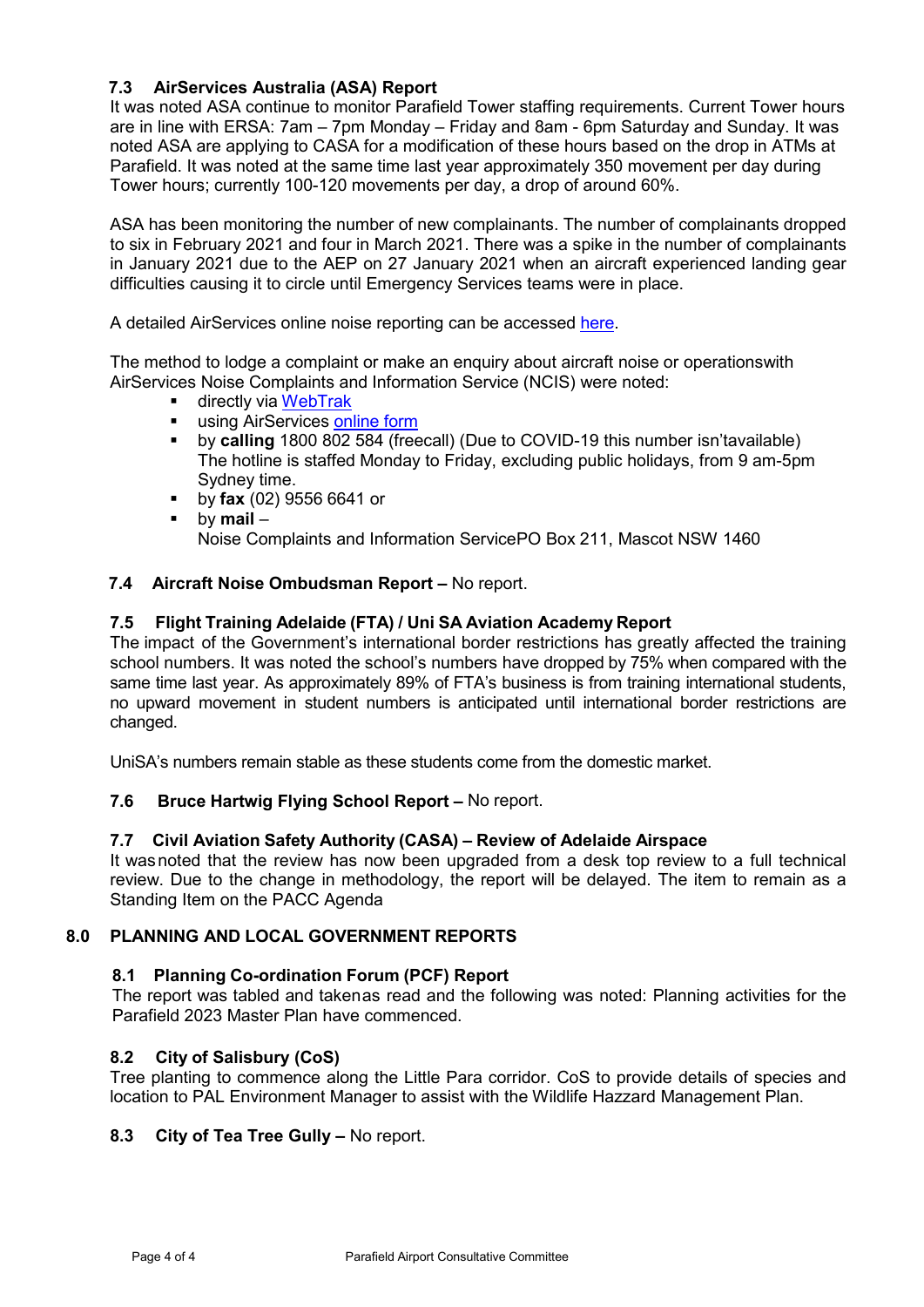### 7.3 AirServices Australia (ASA) Report

It was noted ASA continue to monitor Parafield Tower staffing requirements. Current Tower hours are in line with ERSA: 7am – 7pm Monday – Friday and 8am - 6pm Saturday and Sunday. It was noted ASA are applying to CASA for a modification of these hours based on the drop in ATMs at Parafield. It was noted at the same time last year approximately 350 movement per day during Tower hours; currently 100-120 movements per day, a drop of around 60%.

ASA has been monitoring the number of new complainants. The number of complainants dropped to six in February 2021 and four in March 2021. There was a spike in the number of complainants in January 2021 due to the AEP on 27 January 2021 when an aircraft experienced landing gear difficulties causing it to circle until Emergency Services teams were in place.

A detailed AirServices online noise reporting can be accessed here.

The method to lodge a complaint or make an enquiry about aircraft noise or operationswith AirServices Noise Complaints and Information Service (NCIS) were noted:

- directly via WebTrak
- using AirServices online form
- by **calling** 1800 802 584 (freecall) (Due to COVID-19 this number isn'tavailable) The hotline is staffed Monday to Friday, excluding public holidays, from 9 am-5pm Sydney time.
- by **fax** (02) 9556 6641 or
- by **mail** –
  Noise Complaints and Information ServicePO Box 211, Mascot NSW 1460

### 7.4 Aircraft Noise Ombudsman Report – No report.

### 7.5 Flight Training Adelaide (FTA) / Uni SA Aviation Academy Report

The impact of the Government's international border restrictions has greatly affected the training school numbers. It was noted the school's numbers have dropped by 75% when compared with the same time last year. As approximately 89% of FTA's business is from training international students, no upward movement in student numbers is anticipated until international border restrictions are changed.

UniSA's numbers remain stable as these students come from the domestic market.

### 7.6 Bruce Hartwig Flying School Report – No report.

### 7.7 Civil Aviation Safety Authority (CASA) – Review of Adelaide Airspace

It wasnoted that the review has now been upgraded from a desk top review to a full technical review. Due to the change in methodology, the report will be delayed. The item to remain as a Standing Item on the PACC Agenda

## 8.0 PLANNING AND LOCAL GOVERNMENT REPORTS

### 8.1 Planning Co-ordination Forum (PCF) Report

The report was tabled and takenas read and the following was noted: Planning activities for the Parafield 2023 Master Plan have commenced.

### 8.2 City of Salisbury (CoS)

Tree planting to commence along the Little Para corridor. CoS to provide details of species and location to PAL Environment Manager to assist with the Wildlife Hazzard Management Plan.

### 8.3 City of Tea Tree Gully – No report.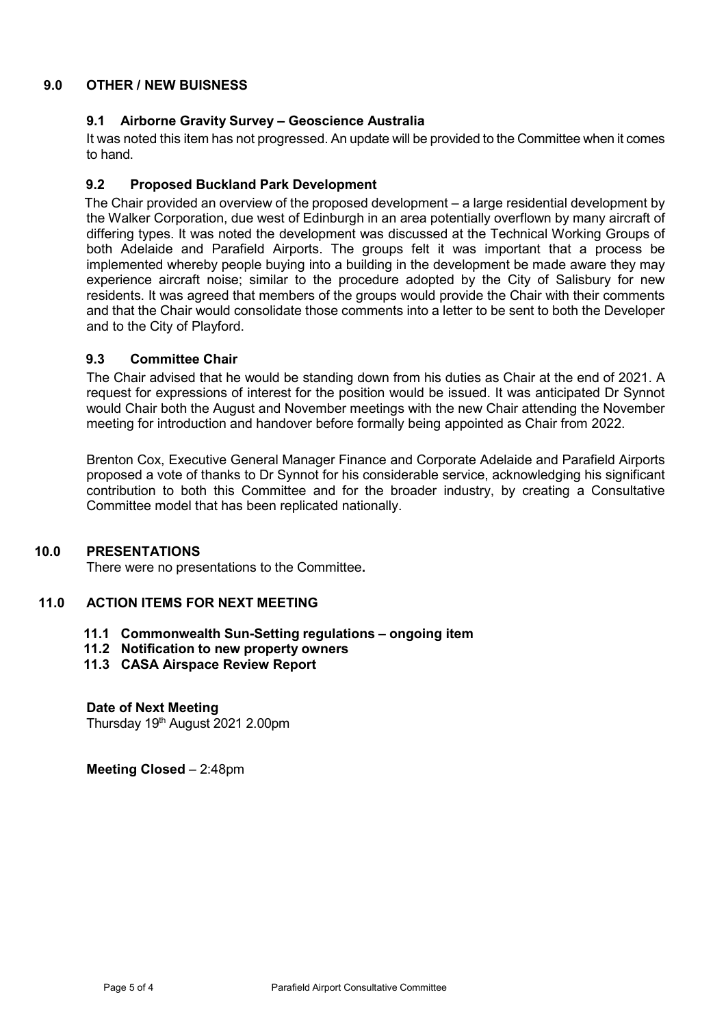## 9.0 OTHER / NEW BUISNESS

### 9.1 Airborne Gravity Survey – Geoscience Australia

It was noted this item has not progressed. An update will be provided to the Committee when it comes to hand.

### 9.2 Proposed Buckland Park Development

The Chair provided an overview of the proposed development – a large residential development by the Walker Corporation, due west of Edinburgh in an area potentially overflown by many aircraft of differing types. It was noted the development was discussed at the Technical Working Groups of both Adelaide and Parafield Airports. The groups felt it was important that a process be implemented whereby people buying into a building in the development be made aware they may experience aircraft noise; similar to the procedure adopted by the City of Salisbury for new residents. It was agreed that members of the groups would provide the Chair with their comments and that the Chair would consolidate those comments into a letter to be sent to both the Developer and to the City of Playford.

### 9.3 Committee Chair

The Chair advised that he would be standing down from his duties as Chair at the end of 2021. A request for expressions of interest for the position would be issued. It was anticipated Dr Synnot would Chair both the August and November meetings with the new Chair attending the November meeting for introduction and handover before formally being appointed as Chair from 2022.

Brenton Cox, Executive General Manager Finance and Corporate Adelaide and Parafield Airports proposed a vote of thanks to Dr Synnot for his considerable service, acknowledging his significant contribution to both this Committee and for the broader industry, by creating a Consultative Committee model that has been replicated nationally.

## 10.0 PRESENTATIONS

There were no presentations to the Committee**.**

## 11.0 ACTION ITEMS FOR NEXT MEETING

- **11.1 Commonwealth Sun-Setting regulations – ongoing item**
- **11.2 Notification to new property owners**
- **11.3 CASA Airspace Review Report**

**Date of Next Meeting**

Thursday 19th August 2021 2.00pm

**Meeting Closed** – 2:48pm